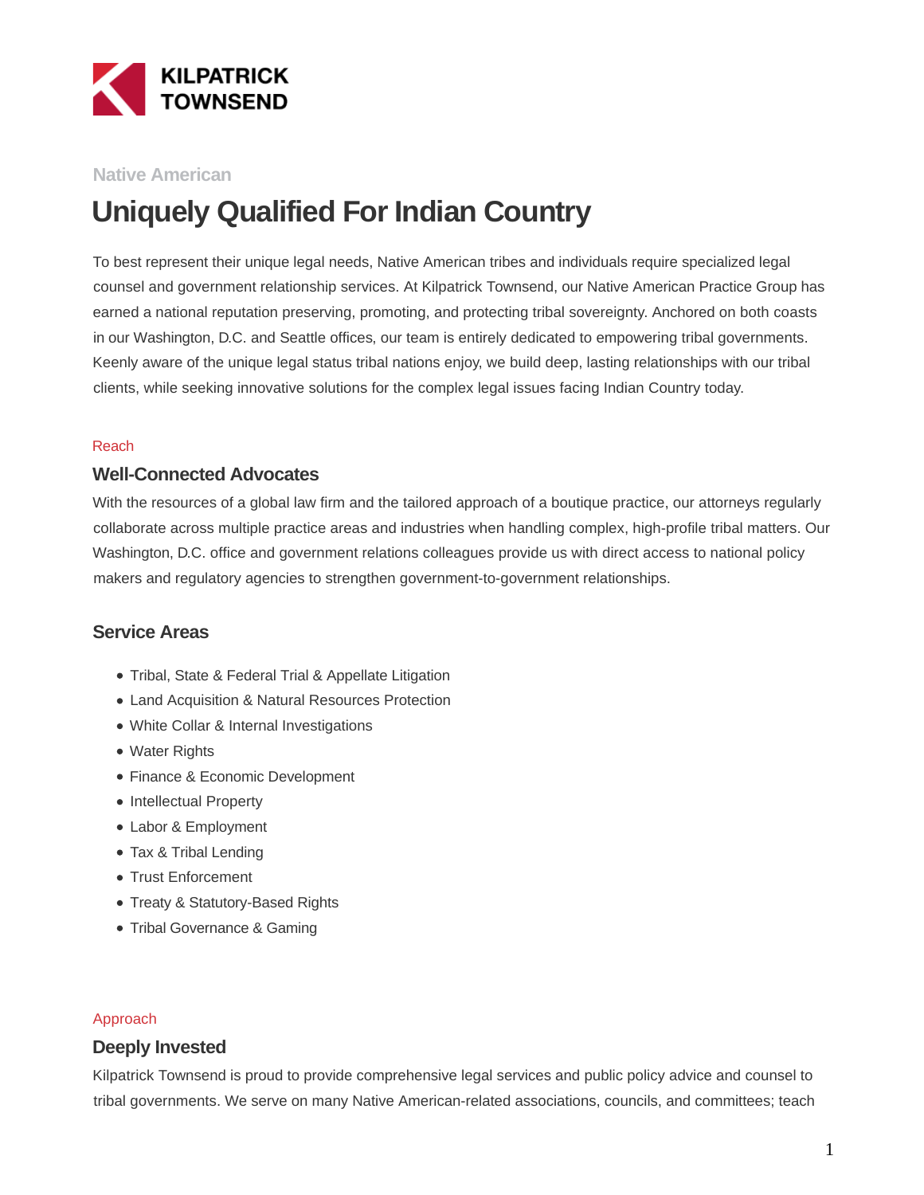KILPATRICK TOWNSEND

Native American

# Uniquely Qualified For Indian Country

To best represent their unique legal needs, Native American tribes and individuals require specialized legal counsel and government relationship services. At Kilpatrick Townsend, our Native American Practice Group has earned a national reputation preserving, promoting, and protecting tribal sovereignty. Anchored on both coasts in our Washington, D.C. and Seattle offices, our team is entirely dedicated to empowering tribal governments. Keenly aware of the unique legal status tribal nations enjoy, we build deep, lasting relationships with our tribal clients, while seeking innovative solutions for the complex legal issues facing Indian Country today.

Reach

## Well-Connected Advocates

With the resources of a global law firm and the tailored approach of a boutique practice, our attorneys regularly collaborate across multiple practice areas and industries when handling complex, high-profile tribal matters. Our Washington, D.C. office and government relations colleagues provide us with direct access to national policy makers and regulatory agencies to strengthen government-to-government relationships.

## Service Areas

- Tribal, State & Federal Trial & Appellate Litigation
- Land Acquisition & Natural Resources Protection
- White Collar & Internal Investigations
- Water Rights
- Finance & Economic Development
- Intellectual Property
- Labor & Employment
- Tax & Tribal Lending
- Trust Enforcement
- Treaty & Statutory-Based Rights
- Tribal Governance & Gaming

Approach

## Deeply Invested

Kilpatrick Townsend is proud to provide comprehensive legal services and public policy advice and counsel to tribal governments. We serve on many Native American-related associations, councils, and committees; teach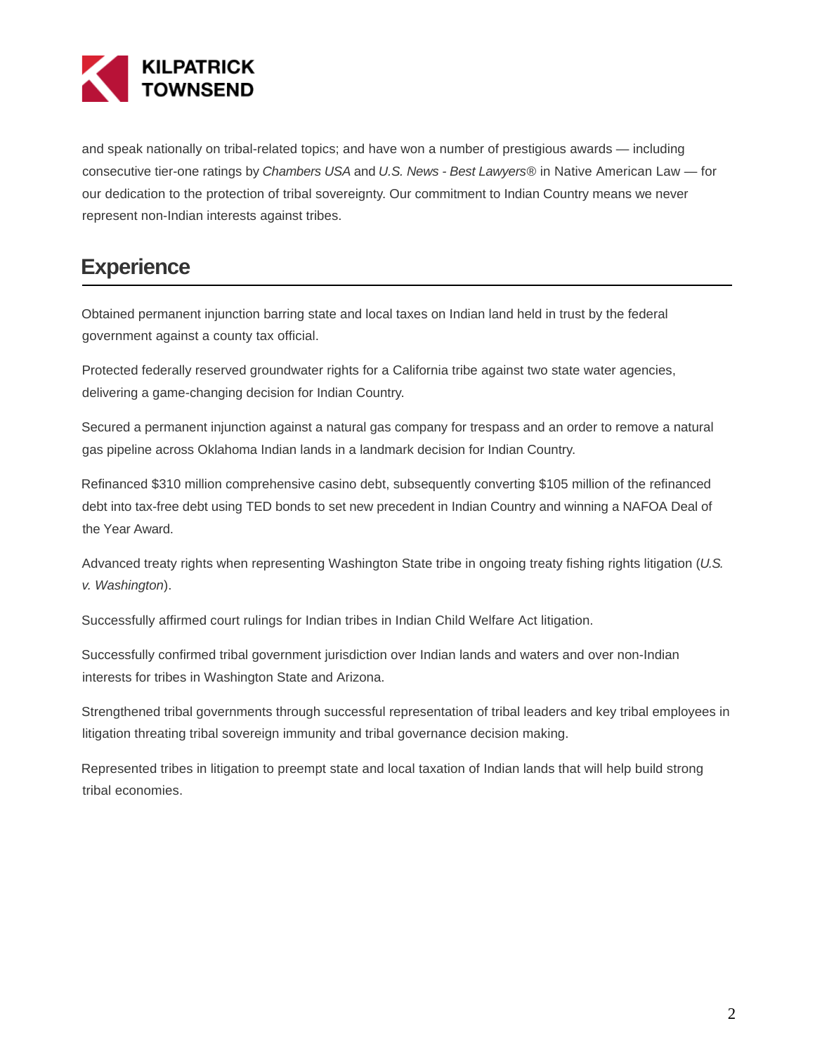and speak nationally on tribal-related topics; and have won a number of prestigious awards — including consecutive tier-one ratings by *Chambers USA* and *U.S. News - Best Lawyers®* in Native American Law — for our dedication to the protection of tribal sovereignty. Our commitment to Indian Country means we never represent non-Indian interests against tribes.

## Experience

Obtained permanent injunction barring state and local taxes on Indian land held in trust by the federal government against a county tax official.

Protected federally reserved groundwater rights for a California tribe against two state water agencies, delivering a game-changing decision for Indian Country.

Secured a permanent injunction against a natural gas company for trespass and an order to remove a natural gas pipeline across Oklahoma Indian lands in a landmark decision for Indian Country.

Refinanced $310 million comprehensive casino debt, subsequently converting $105 million of the refinanced debt into tax-free debt using TED bonds to set new precedent in Indian Country and winning a NAFOA Deal of the Year Award.

Advanced treaty rights when representing Washington State tribe in ongoing treaty fishing rights litigation (*U.S. v. Washington*).

Successfully affirmed court rulings for Indian tribes in Indian Child Welfare Act litigation.

Successfully confirmed tribal government jurisdiction over Indian lands and waters and over non-Indian interests for tribes in Washington State and Arizona.

Strengthened tribal governments through successful representation of tribal leaders and key tribal employees in litigation threating tribal sovereign immunity and tribal governance decision making.

Represented tribes in litigation to preempt state and local taxation of Indian lands that will help build strong tribal economies.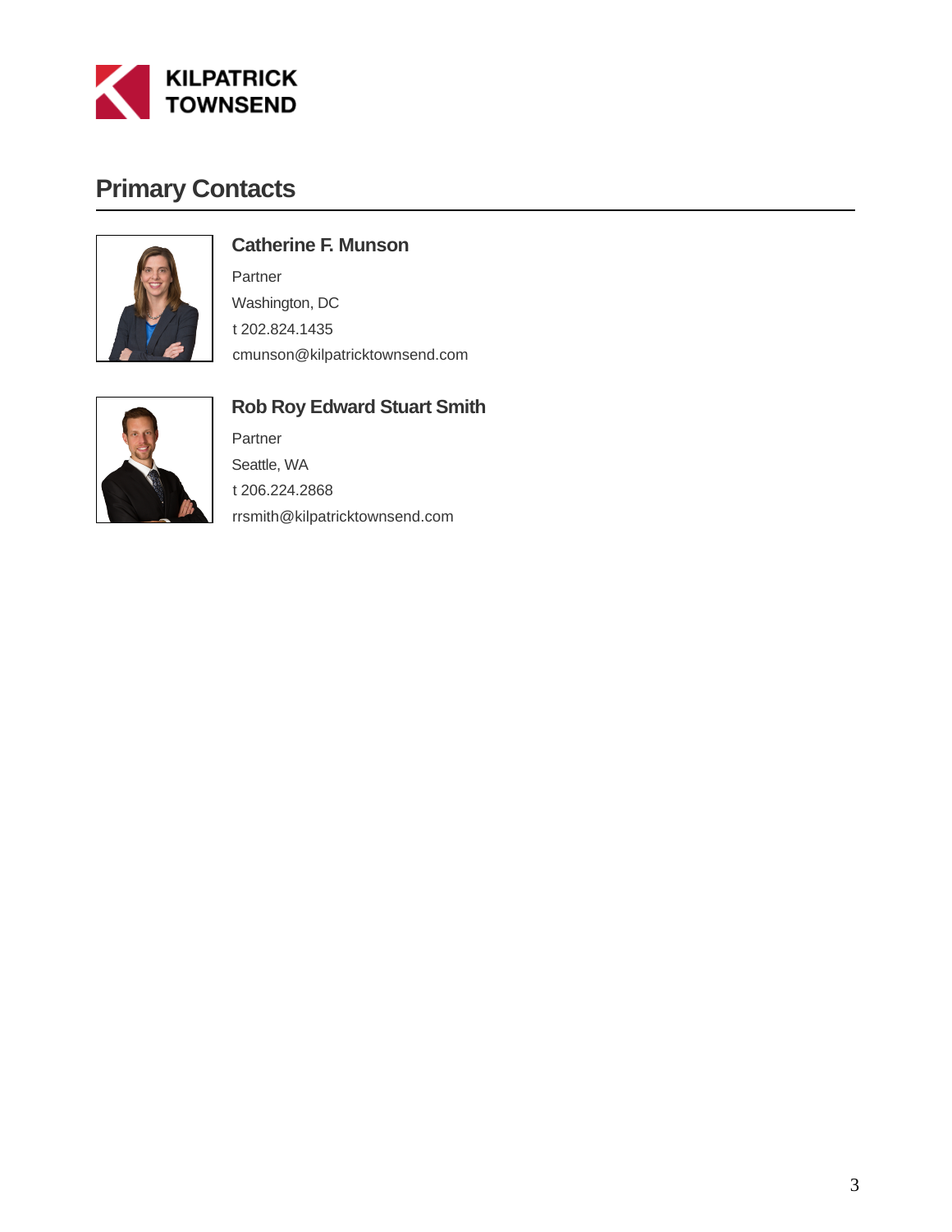## Primary Contacts

### Catherine F. Munson

Partner

Washington, DC

t 202.824.1435

cmunson@kilpatricktownsend.com

### Rob Roy Edward Stuart Smith

Partner

Seattle, WA

t 206.224.2868

rrsmith@kilpatricktownsend.com